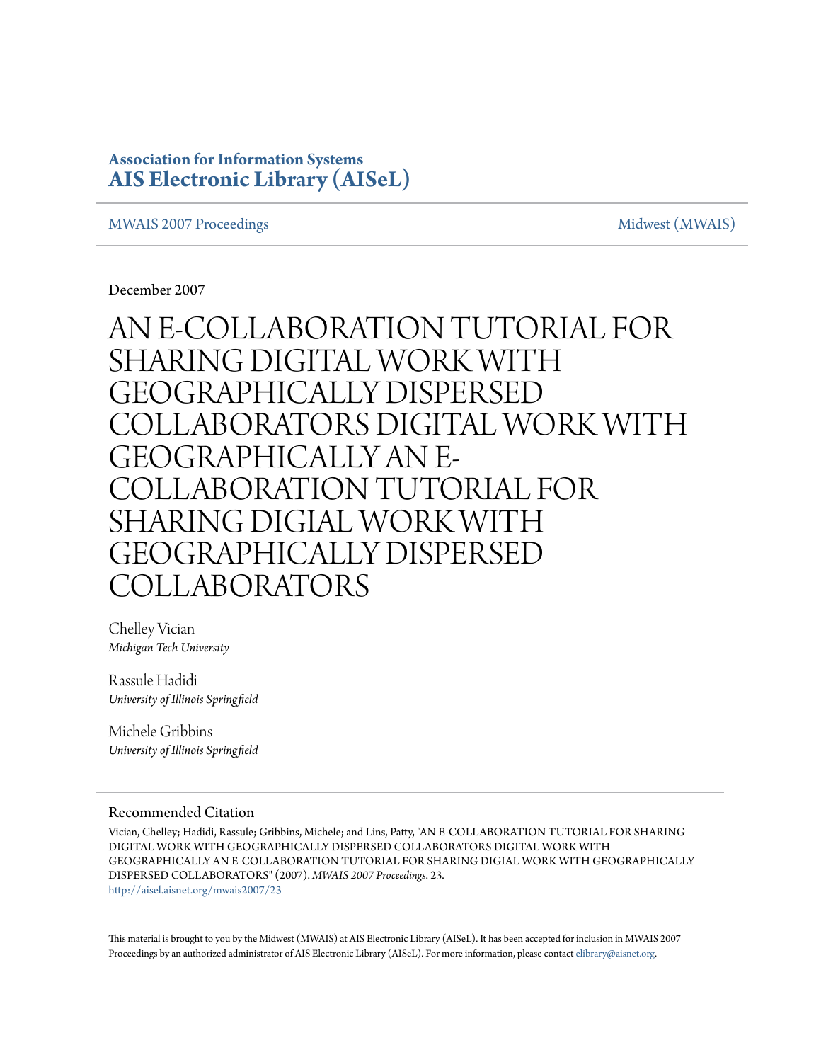**Association for Information Systems**
**AIS Electronic Library (AISeL)**

MWAIS 2007 Proceedings | Midwest (MWAIS)

December 2007

# AN E-COLLABORATION TUTORIAL FOR SHARING DIGITAL WORK WITH GEOGRAPHICALLY DISPERSED COLLABORATORS DIGITAL WORK WITH GEOGRAPHICALLY AN E-COLLABORATION TUTORIAL FOR SHARING DIGIAL WORK WITH GEOGRAPHICALLY DISPERSED COLLABORATORS

Chelley Vician
*Michigan Tech University*

Rassule Hadidi
*University of Illinois Springfield*

Michele Gribbins
*University of Illinois Springfield*

## Recommended Citation

Vician, Chelley; Hadidi, Rassule; Gribbins, Michele; and Lins, Patty, "AN E-COLLABORATION TUTORIAL FOR SHARING DIGITAL WORK WITH GEOGRAPHICALLY DISPERSED COLLABORATORS DIGITAL WORK WITH GEOGRAPHICALLY AN E-COLLABORATION TUTORIAL FOR SHARING DIGIAL WORK WITH GEOGRAPHICALLY DISPERSED COLLABORATORS" (2007). *MWAIS 2007 Proceedings*. 23.
http://aisel.aisnet.org/mwais2007/23

This material is brought to you by the Midwest (MWAIS) at AIS Electronic Library (AISeL). It has been accepted for inclusion in MWAIS 2007 Proceedings by an authorized administrator of AIS Electronic Library (AISeL). For more information, please contact elibrary@aisnet.org.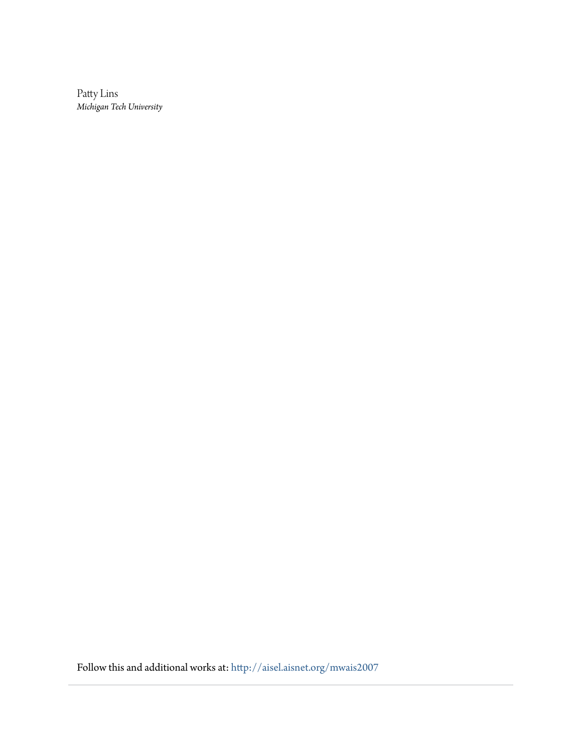Patty Lins
*Michigan Tech University*

Follow this and additional works at: http://aisel.aisnet.org/mwais2007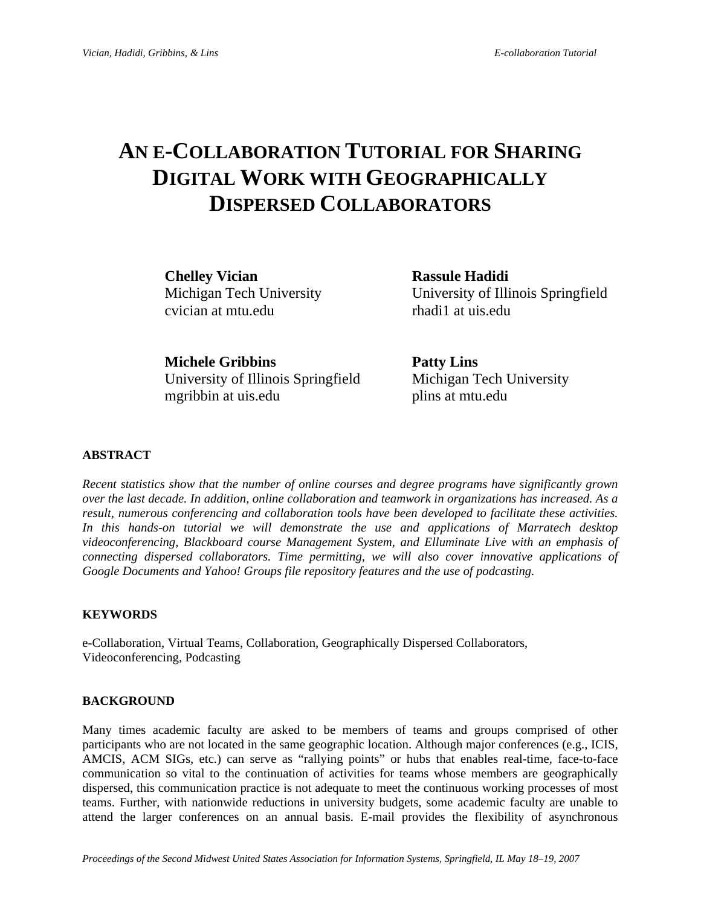# AN E-COLLABORATION TUTORIAL FOR SHARING DIGITAL WORK WITH GEOGRAPHICALLY DISPERSED COLLABORATORS

**Chelley Vician**
Michigan Tech University
cvician at mtu.edu

**Rassule Hadidi**
University of Illinois Springfield
rhadi1 at uis.edu

**Michele Gribbins**
University of Illinois Springfield
mgribbin at uis.edu

**Patty Lins**
Michigan Tech University
plins at mtu.edu

## ABSTRACT

*Recent statistics show that the number of online courses and degree programs have significantly grown over the last decade. In addition, online collaboration and teamwork in organizations has increased. As a result, numerous conferencing and collaboration tools have been developed to facilitate these activities. In this hands-on tutorial we will demonstrate the use and applications of Marratech desktop videoconferencing, Blackboard course Management System, and Elluminate Live with an emphasis of connecting dispersed collaborators. Time permitting, we will also cover innovative applications of Google Documents and Yahoo! Groups file repository features and the use of podcasting.*

## KEYWORDS

e-Collaboration, Virtual Teams, Collaboration, Geographically Dispersed Collaborators, Videoconferencing, Podcasting

## BACKGROUND

Many times academic faculty are asked to be members of teams and groups comprised of other participants who are not located in the same geographic location. Although major conferences (e.g., ICIS, AMCIS, ACM SIGs, etc.) can serve as "rallying points" or hubs that enables real-time, face-to-face communication so vital to the continuation of activities for teams whose members are geographically dispersed, this communication practice is not adequate to meet the continuous working processes of most teams. Further, with nationwide reductions in university budgets, some academic faculty are unable to attend the larger conferences on an annual basis. E-mail provides the flexibility of asynchronous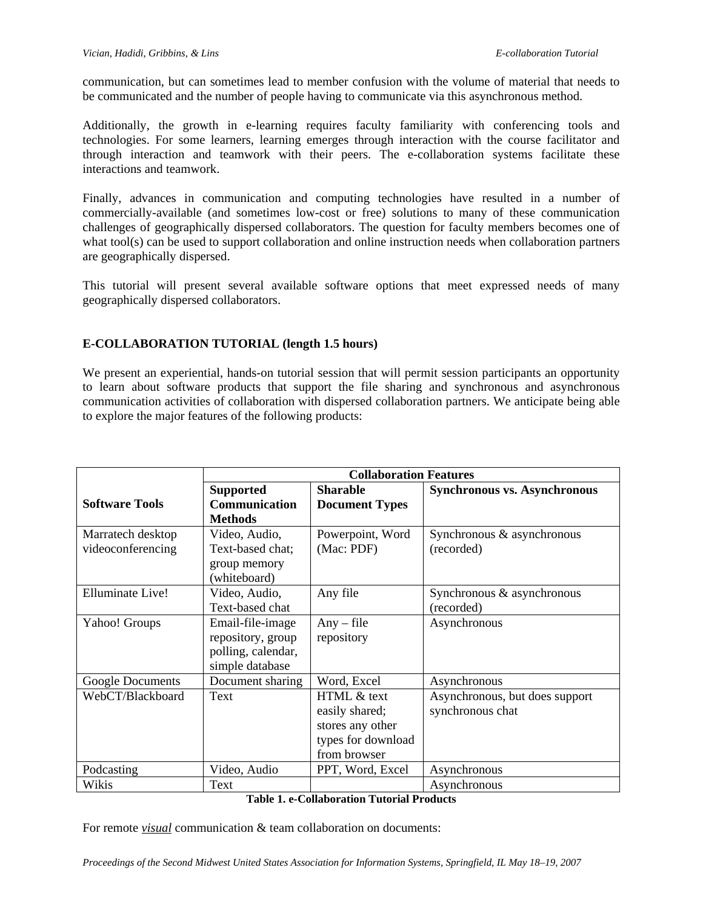communication, but can sometimes lead to member confusion with the volume of material that needs to be communicated and the number of people having to communicate via this asynchronous method.

Additionally, the growth in e-learning requires faculty familiarity with conferencing tools and technologies. For some learners, learning emerges through interaction with the course facilitator and through interaction and teamwork with their peers. The e-collaboration systems facilitate these interactions and teamwork.

Finally, advances in communication and computing technologies have resulted in a number of commercially-available (and sometimes low-cost or free) solutions to many of these communication challenges of geographically dispersed collaborators. The question for faculty members becomes one of what tool(s) can be used to support collaboration and online instruction needs when collaboration partners are geographically dispersed.

This tutorial will present several available software options that meet expressed needs of many geographically dispersed collaborators.

## E-COLLABORATION TUTORIAL (length 1.5 hours)

We present an experiential, hands-on tutorial session that will permit session participants an opportunity to learn about software products that support the file sharing and synchronous and asynchronous communication activities of collaboration with dispersed collaboration partners. We anticipate being able to explore the major features of the following products:

| | **Collaboration Features** | | |
|---|---|---|---|
| **Software Tools** | **Supported Communication Methods** | **Sharable Document Types** | **Synchronous vs. Asynchronous** |
| Marratech desktop videoconferencing | Video, Audio, Text-based chat; group memory (whiteboard) | Powerpoint, Word (Mac: PDF) | Synchronous & asynchronous (recorded) |
| Elluminate Live! | Video, Audio, Text-based chat | Any file | Synchronous & asynchronous (recorded) |
| Yahoo! Groups | Email-file-image repository, group polling, calendar, simple database | Any – file repository | Asynchronous |
| Google Documents | Document sharing | Word, Excel | Asynchronous |
| WebCT/Blackboard | Text | HTML & text easily shared; stores any other types for download from browser | Asynchronous, but does support synchronous chat |
| Podcasting | Video, Audio | PPT, Word, Excel | Asynchronous |
| Wikis | Text | | Asynchronous |

**Table 1. e-Collaboration Tutorial Products**

For remote ***visual*** communication & team collaboration on documents: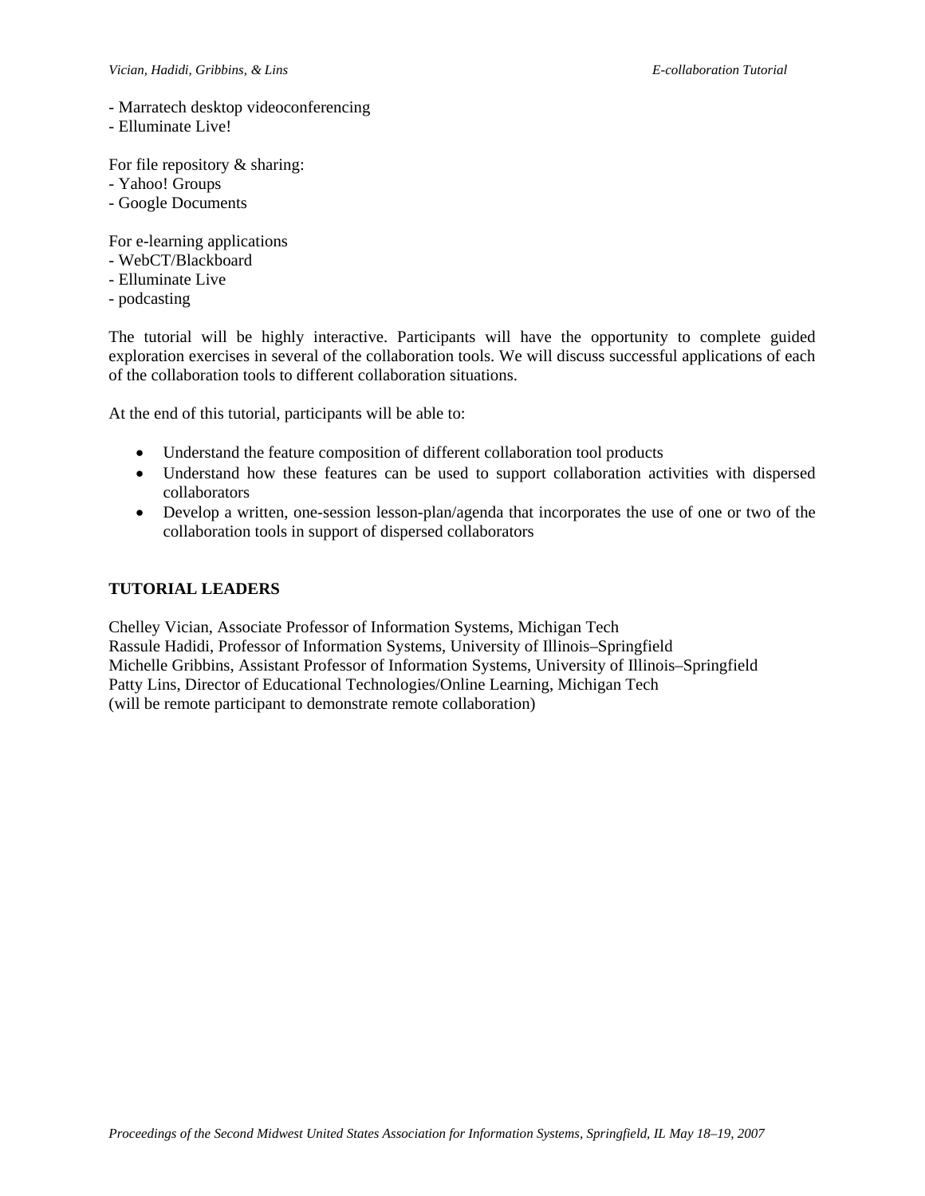- Marratech desktop videoconferencing
- Elluminate Live!

For file repository & sharing:
- Yahoo! Groups
- Google Documents

For e-learning applications
- WebCT/Blackboard
- Elluminate Live
- podcasting

The tutorial will be highly interactive. Participants will have the opportunity to complete guided exploration exercises in several of the collaboration tools. We will discuss successful applications of each of the collaboration tools to different collaboration situations.

At the end of this tutorial, participants will be able to:

- Understand the feature composition of different collaboration tool products
- Understand how these features can be used to support collaboration activities with dispersed collaborators
- Develop a written, one-session lesson-plan/agenda that incorporates the use of one or two of the collaboration tools in support of dispersed collaborators

## TUTORIAL LEADERS

Chelley Vician, Associate Professor of Information Systems, Michigan Tech
Rassule Hadidi, Professor of Information Systems, University of Illinois–Springfield
Michelle Gribbins, Assistant Professor of Information Systems, University of Illinois–Springfield
Patty Lins, Director of Educational Technologies/Online Learning, Michigan Tech
(will be remote participant to demonstrate remote collaboration)